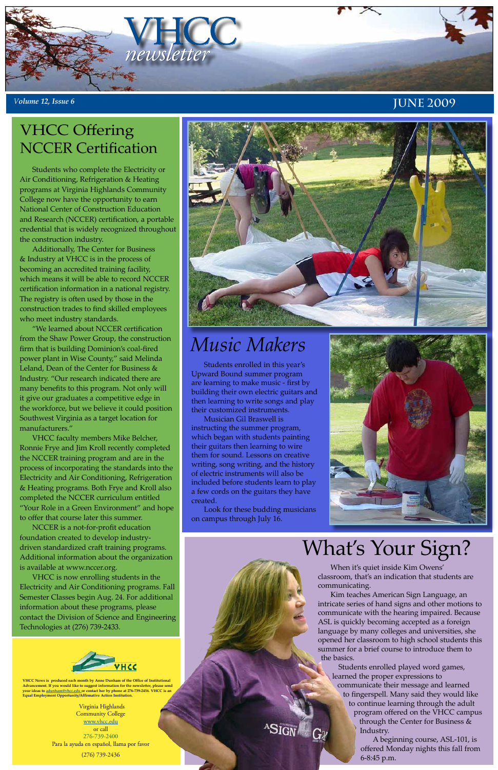# VHCC newsletter

*Volume 12, Issue 6* JUNE 2009

## VHCC Offering NCCER Certification

Students who complete the Electricity or Air Conditioning, Refrigeration & Heating programs at Virginia Highlands Community College now have the opportunity to earn National Center of Construction Education and Research (NCCER) certification, a portable credential that is widely recognized throughout the construction industry.

Additionally, The Center for Business & Industry at VHCC is in the process of becoming an accredited training facility, which means it will be able to record NCCER certification information in a national registry. The registry is often used by those in the construction trades to find skilled employees who meet industry standards.

"We learned about NCCER certification from the Shaw Power Group, the construction firm that is building Dominion's coal-fired power plant in Wise County," said Melinda Leland, Dean of the Center for Business & Industry. "Our research indicated there are many benefits to this program. Not only will it give our graduates a competitive edge in the workforce, but we believe it could position Southwest Virginia as a target location for manufacturers."

VHCC faculty members Mike Belcher, Ronnie Frye and Jim Kroll recently completed the NCCER training program and are in the process of incorporating the standards into the Electricity and Air Conditioning, Refrigeration & Heating programs. Both Frye and Kroll also completed the NCCER curriculum entitled "Your Role in a Green Environment" and hope to offer that course later this summer.

NCCER is a not-for-profit education foundation created to develop industry-driven standardized craft training programs. Additional information about the organization is available at www.nccer.org.

VHCC is now enrolling students in the Electricity and Air Conditioning programs. Fall Semester Classes begin Aug. 24. For additional information about these programs, please contact the Division of Science and Engineering Technologies at (276) 739-2433.

## *Music Makers*

Students enrolled in this year's Upward Bound summer program are learning to make music - first by building their own electric guitars and then learning to write songs and play their customized instruments.

Musician Gil Braswell is instructing the summer program, which began with students painting their guitars then learning to wire them for sound. Lessons on creative writing, song writing, and the history of electric instruments will also be included before students learn to play a few cords on the guitars they have created.

Look for these budding musicians on campus through July 16.

## What's Your Sign?

When it's quiet inside Kim Owens' classroom, that's an indication that students are communicating.

Kim teaches American Sign Language, an intricate series of hand signs and other motions to communicate with the hearing impaired. Because ASL is quickly becoming accepted as a foreign language by many colleges and universities, she opened her classroom to high school students this summer for a brief course to introduce them to the basics.

Students enrolled played word games, learned the proper expressions to communicate their message and learned to fingerspell. Many said they would like to continue learning through the adult program offered on the VHCC campus through the Center for Business & Industry.

A beginning course, ASL-101, is offered Monday nights this fall from 6-8:45 p.m.

---

VHCC

**VHCC News is produced each month by Anne Dunham of the Office of Institutional Advancement. If you would like to suggest information for the newsletter, please send your ideas to adunham@vhcc.edu or contact her by phone at 276-739-2456. VHCC is an Equal Employment Opportunity/Affirmative Action Institution.**

Virginia Highlands
Community College
www.vhcc.edu
or call
276-739-2400
Para la ayuda en español, llama por favor
(276) 739-2436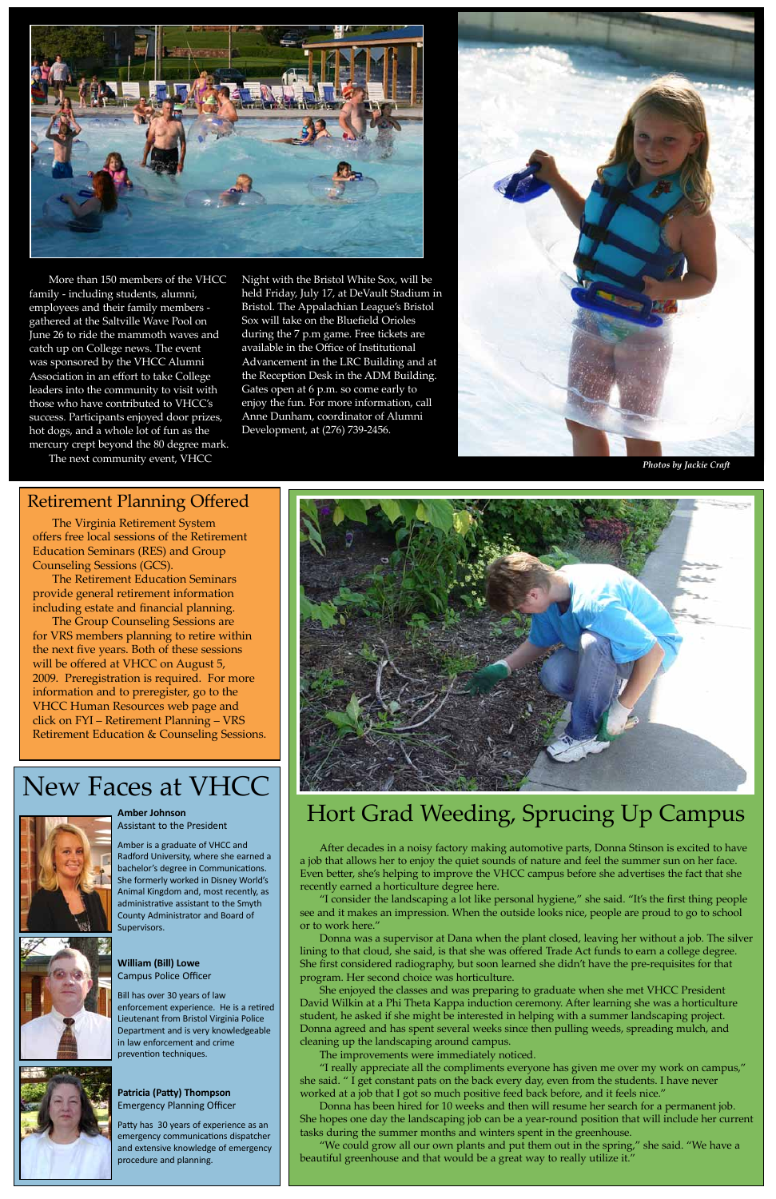More than 150 members of the VHCC family - including students, alumni, employees and their family members - gathered at the Saltville Wave Pool on June 26 to ride the mammoth waves and catch up on College news. The event was sponsored by the VHCC Alumni Association in an effort to take College leaders into the community to visit with those who have contributed to VHCC's success. Participants enjoyed door prizes, hot dogs, and a whole lot of fun as the mercury crept beyond the 80 degree mark.

The next community event, VHCC Night with the Bristol White Sox, will be held Friday, July 17, at DeVault Stadium in Bristol. The Appalachian League's Bristol Sox will take on the Bluefield Orioles during the 7 p.m game. Free tickets are available in the Office of Institutional Advancement in the LRC Building and at the Reception Desk in the ADM Building. Gates open at 6 p.m. so come early to enjoy the fun. For more information, call Anne Dunham, coordinator of Alumni Development, at (276) 739-2456.

*Photos by Jackie Craft*

## Retirement Planning Offered

The Virginia Retirement System offers free local sessions of the Retirement Education Seminars (RES) and Group Counseling Sessions (GCS).

The Retirement Education Seminars provide general retirement information including estate and financial planning.

The Group Counseling Sessions are for VRS members planning to retire within the next five years. Both of these sessions will be offered at VHCC on August 5, 2009. Preregistration is required. For more information and to preregister, go to the VHCC Human Resources web page and click on FYI – Retirement Planning – VRS Retirement Education & Counseling Sessions.

## New Faces at VHCC

**Amber Johnson**
Assistant to the President

Amber is a graduate of VHCC and Radford University, where she earned a bachelor's degree in Communications. She formerly worked in Disney World's Animal Kingdom and, most recently, as administrative assistant to the Smyth County Administrator and Board of Supervisors.

**William (Bill) Lowe**
Campus Police Officer

Bill has over 30 years of law enforcement experience. He is a retired Lieutenant from Bristol Virginia Police Department and is very knowledgeable in law enforcement and crime prevention techniques.

**Patricia (Patty) Thompson**
Emergency Planning Officer

Patty has 30 years of experience as an emergency communications dispatcher and extensive knowledge of emergency procedure and planning.

## Hort Grad Weeding, Sprucing Up Campus

After decades in a noisy factory making automotive parts, Donna Stinson is excited to have a job that allows her to enjoy the quiet sounds of nature and feel the summer sun on her face. Even better, she's helping to improve the VHCC campus before she advertises the fact that she recently earned a horticulture degree here.

"I consider the landscaping a lot like personal hygiene," she said. "It's the first thing people see and it makes an impression. When the outside looks nice, people are proud to go to school or to work here."

Donna was a supervisor at Dana when the plant closed, leaving her without a job. The silver lining to that cloud, she said, is that she was offered Trade Act funds to earn a college degree. She first considered radiography, but soon learned she didn't have the pre-requisites for that program. Her second choice was horticulture.

She enjoyed the classes and was preparing to graduate when she met VHCC President David Wilkin at a Phi Theta Kappa induction ceremony. After learning she was a horticulture student, he asked if she might be interested in helping with a summer landscaping project. Donna agreed and has spent several weeks since then pulling weeds, spreading mulch, and cleaning up the landscaping around campus.

The improvements were immediately noticed.

"I really appreciate all the compliments everyone has given me over my work on campus," she said. " I get constant pats on the back every day, even from the students. I have never worked at a job that I got so much positive feed back before, and it feels nice."

Donna has been hired for 10 weeks and then will resume her search for a permanent job. She hopes one day the landscaping job can be a year-round position that will include her current tasks during the summer months and winters spent in the greenhouse.

"We could grow all our own plants and put them out in the spring," she said. "We have a beautiful greenhouse and that would be a great way to really utilize it."